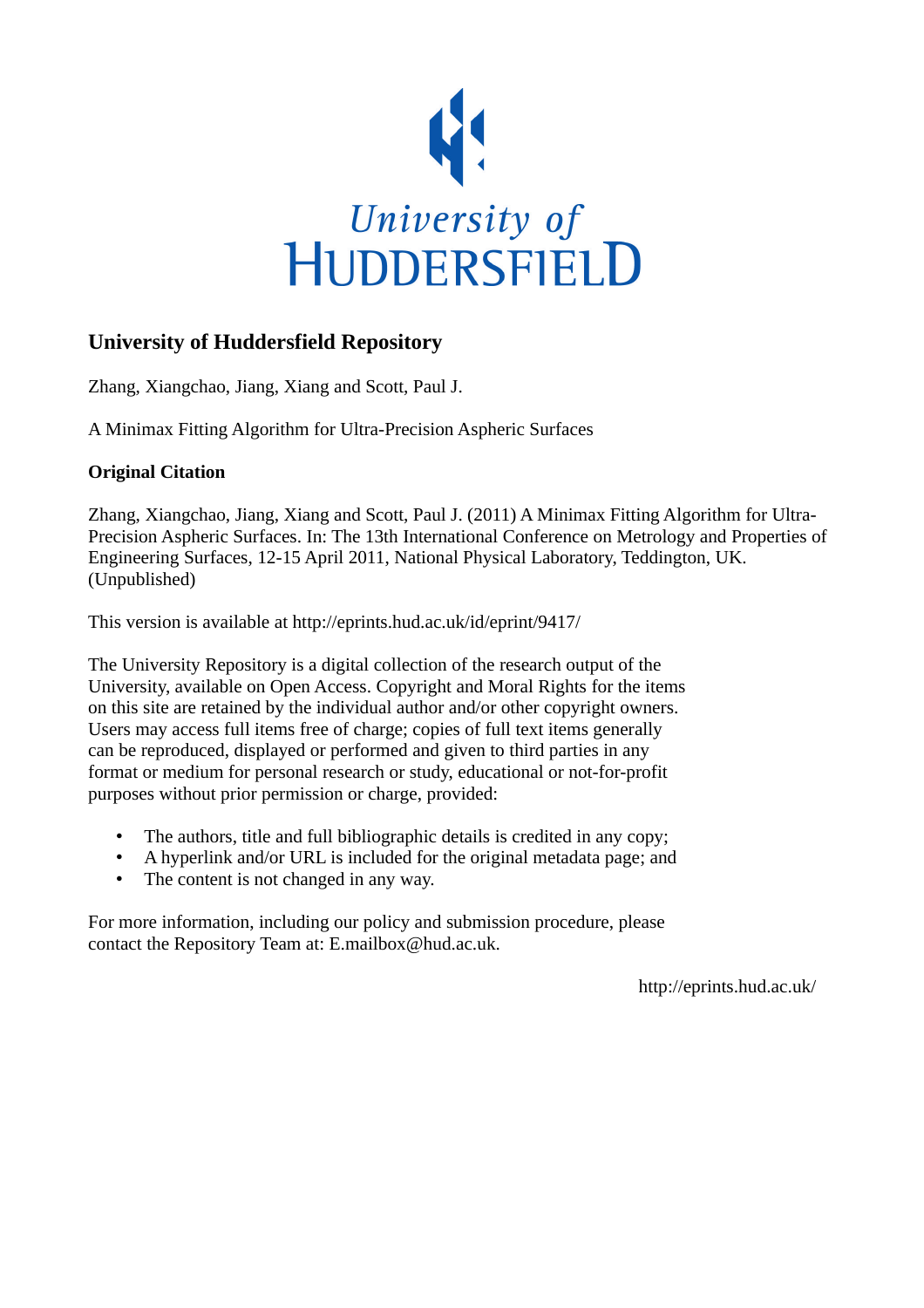# University of Huddersfield Repository

Zhang, Xiangchao, Jiang, Xiang and Scott, Paul J.

A Minimax Fitting Algorithm for Ultra-Precision Aspheric Surfaces

## Original Citation

Zhang, Xiangchao, Jiang, Xiang and Scott, Paul J. (2011) A Minimax Fitting Algorithm for Ultra-Precision Aspheric Surfaces. In: The 13th International Conference on Metrology and Properties of Engineering Surfaces, 12-15 April 2011, National Physical Laboratory, Teddington, UK. (Unpublished)

This version is available at http://eprints.hud.ac.uk/id/eprint/9417/

The University Repository is a digital collection of the research output of the University, available on Open Access. Copyright and Moral Rights for the items on this site are retained by the individual author and/or other copyright owners. Users may access full items free of charge; copies of full text items generally can be reproduced, displayed or performed and given to third parties in any format or medium for personal research or study, educational or not-for-profit purposes without prior permission or charge, provided:

- The authors, title and full bibliographic details is credited in any copy;
- A hyperlink and/or URL is included for the original metadata page; and
- The content is not changed in any way.

For more information, including our policy and submission procedure, please contact the Repository Team at: E.mailbox@hud.ac.uk.

http://eprints.hud.ac.uk/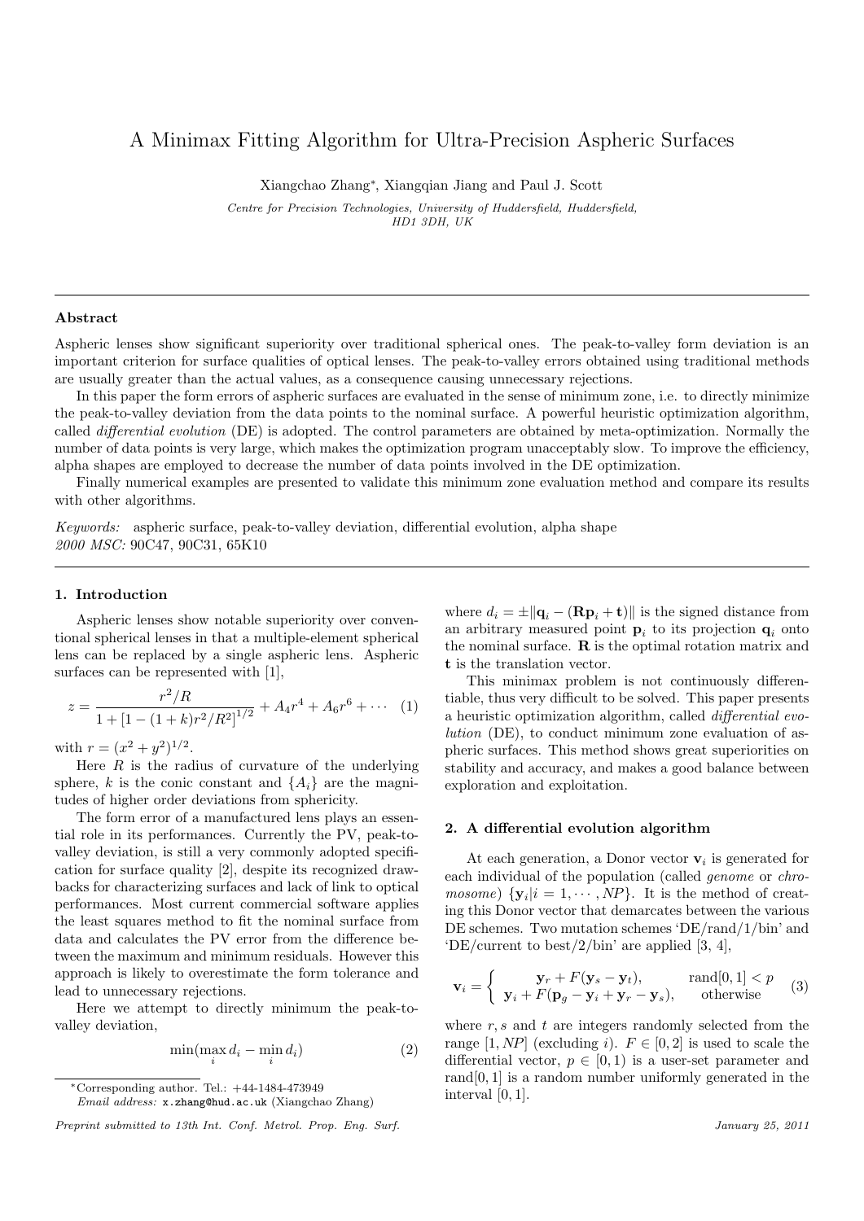# A Minimax Fitting Algorithm for Ultra-Precision Aspheric Surfaces

Xiangchao Zhang*, Xiangqian Jiang and Paul J. Scott

*Centre for Precision Technologies, University of Huddersfield, Huddersfield, HD1 3DH, UK*

---

### Abstract

Aspheric lenses show significant superiority over traditional spherical ones. The peak-to-valley form deviation is an important criterion for surface qualities of optical lenses. The peak-to-valley errors obtained using traditional methods are usually greater than the actual values, as a consequence causing unnecessary rejections.

In this paper the form errors of aspheric surfaces are evaluated in the sense of minimum zone, i.e. to directly minimize the peak-to-valley deviation from the data points to the nominal surface. A powerful heuristic optimization algorithm, called *differential evolution* (DE) is adopted. The control parameters are obtained by meta-optimization. Normally the number of data points is very large, which makes the optimization program unacceptably slow. To improve the efficiency, alpha shapes are employed to decrease the number of data points involved in the DE optimization.

Finally numerical examples are presented to validate this minimum zone evaluation method and compare its results with other algorithms.

*Keywords:* aspheric surface, peak-to-valley deviation, differential evolution, alpha shape
*2000 MSC:* 90C47, 90C31, 65K10

---

## 1. Introduction

Aspheric lenses show notable superiority over conventional spherical lenses in that a multiple-element spherical lens can be replaced by a single aspheric lens. Aspheric surfaces can be represented with [1],

$$z = \frac{r^2/R}{1 + [1 - (1+k)r^2/R^2]^{1/2}} + A_4 r^4 + A_6 r^6 + \cdots \quad (1)$$

with $r = (x^2 + y^2)^{1/2}$.

Here $R$ is the radius of curvature of the underlying sphere, $k$ is the conic constant and $\{A_i\}$ are the magnitudes of higher order deviations from sphericity.

The form error of a manufactured lens plays an essential role in its performances. Currently the PV, peak-to-valley deviation, is still a very commonly adopted specification for surface quality [2], despite its recognized drawbacks for characterizing surfaces and lack of link to optical performances. Most current commercial software applies the least squares method to fit the nominal surface from data and calculates the PV error from the difference between the maximum and minimum residuals. However this approach is likely to overestimate the form tolerance and lead to unnecessary rejections.

Here we attempt to directly minimum the peak-to-valley deviation,

$$\min(\max_i d_i - \min_i d_i) \quad (2)$$

where $d_i = \pm\|\mathbf{q}_i - (\mathbf{R}\mathbf{p}_i + \mathbf{t})\|$ is the signed distance from an arbitrary measured point $\mathbf{p}_i$ to its projection $\mathbf{q}_i$ onto the nominal surface. $\mathbf{R}$ is the optimal rotation matrix and $\mathbf{t}$ is the translation vector.

This minimax problem is not continuously differentiable, thus very difficult to be solved. This paper presents a heuristic optimization algorithm, called *differential evolution* (DE), to conduct minimum zone evaluation of aspheric surfaces. This method shows great superiorities on stability and accuracy, and makes a good balance between exploration and exploitation.

## 2. A differential evolution algorithm

At each generation, a Donor vector $\mathbf{v}_i$ is generated for each individual of the population (called *genome* or *chromosome*) $\{\mathbf{y}_i | i = 1, \cdots, NP\}$. It is the method of creating this Donor vector that demarcates between the various DE schemes. Two mutation schemes 'DE/rand/1/bin' and 'DE/current to best/2/bin' are applied [3, 4],

$$\mathbf{v}_i = \begin{cases} \mathbf{y}_r + F(\mathbf{y}_s - \mathbf{y}_t), & \text{rand}[0,1] < p \\ \mathbf{y}_i + F(\mathbf{p}_g - \mathbf{y}_i + \mathbf{y}_r - \mathbf{y}_s), & \text{otherwise} \end{cases} \quad (3)$$

where $r, s$ and $t$ are integers randomly selected from the range $[1, NP]$ (excluding $i$). $F \in [0, 2]$ is used to scale the differential vector, $p \in [0, 1)$ is a user-set parameter and rand$[0, 1]$ is a random number uniformly generated in the interval $[0, 1]$.

---

*Corresponding author. Tel.: +44-1484-473949
*Email address:* x.zhang@hud.ac.uk (Xiangchao Zhang)

*Preprint submitted to 13th Int. Conf. Metrol. Prop. Eng. Surf.* *January 25, 2011*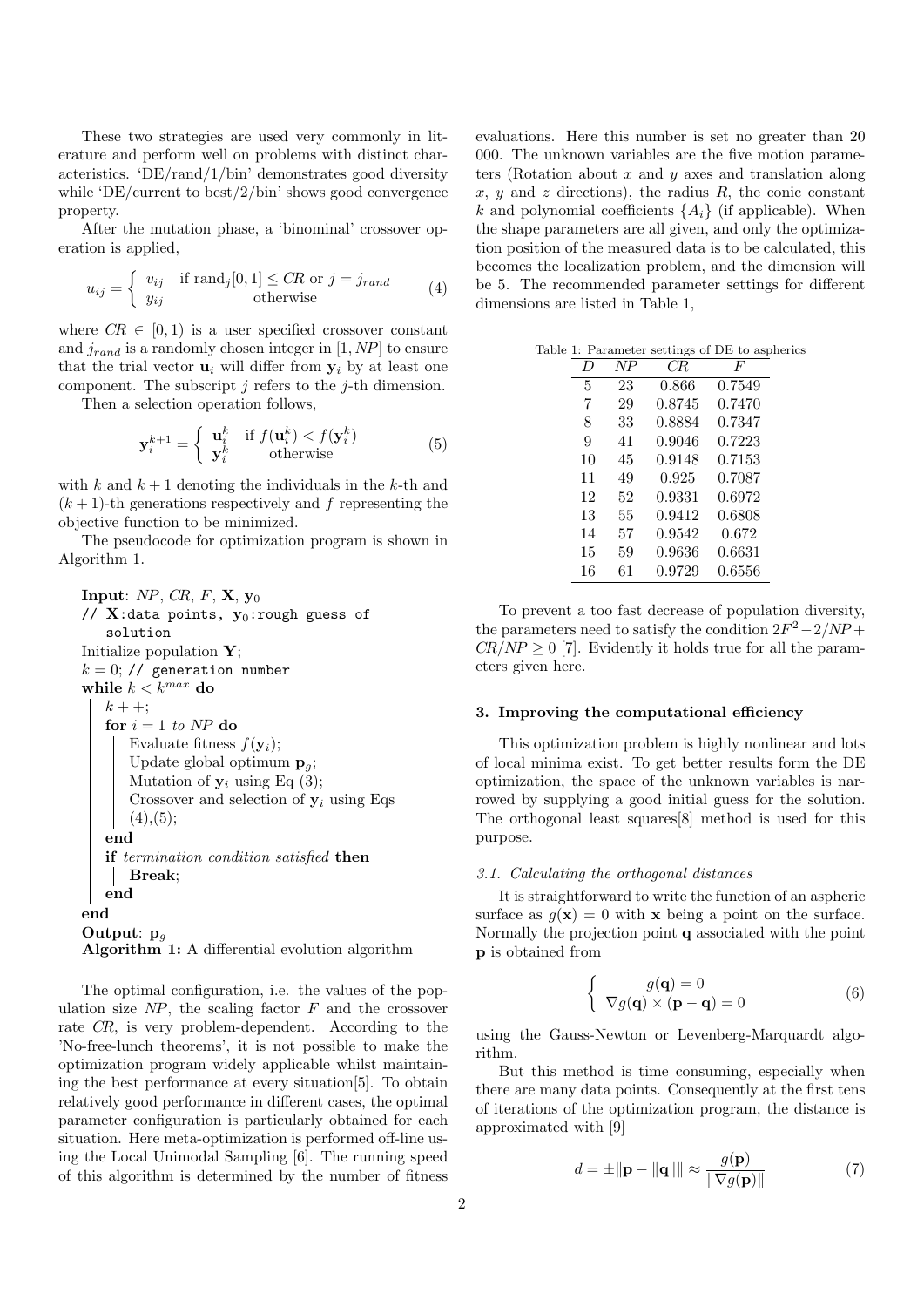These two strategies are used very commonly in literature and perform well on problems with distinct characteristics. 'DE/rand/1/bin' demonstrates good diversity while 'DE/current to best/2/bin' shows good convergence property.

After the mutation phase, a 'binominal' crossover operation is applied,

$$u_{ij} = \begin{cases} v_{ij} & \text{if } \text{rand}_j[0,1] \leq CR \text{ or } j = j_{rand} \\ y_{ij} & \text{otherwise} \end{cases} \tag{4}$$

where $CR \in [0,1)$ is a user specified crossover constant and $j_{rand}$ is a randomly chosen integer in $[1, NP]$ to ensure that the trial vector $\mathbf{u}_i$ will differ from $\mathbf{y}_i$ by at least one component. The subscript $j$ refers to the $j$-th dimension.

Then a selection operation follows,

$$\mathbf{y}_i^{k+1} = \begin{cases} \mathbf{u}_i^k & \text{if } f(\mathbf{u}_i^k) < f(\mathbf{y}_i^k) \\ \mathbf{y}_i^k & \text{otherwise} \end{cases} \tag{5}$$

with $k$ and $k+1$ denoting the individuals in the $k$-th and $(k+1)$-th generations respectively and $f$ representing the objective function to be minimized.

The pseudocode for optimization program is shown in Algorithm 1.

```
Input: NP, CR, F, X, y_0
// X:data points, y_0:rough guess of solution
Initialize population Y;
k = 0; // generation number
while k < k^max do
    k++;
    for i = 1 to NP do
        Evaluate fitness f(y_i);
        Update global optimum p_g;
        Mutation of y_i using Eq (3);
        Crossover and selection of y_i using Eqs (4),(5);
    end
    if termination condition satisfied then
        Break;
    end
end
Output: p_g
```

**Algorithm 1:** A differential evolution algorithm

The optimal configuration, i.e. the values of the population size $NP$, the scaling factor $F$ and the crossover rate $CR$, is very problem-dependent. According to the 'No-free-lunch theorems', it is not possible to make the optimization program widely applicable whilst maintaining the best performance at every situation[5]. To obtain relatively good performance in different cases, the optimal parameter configuration is particularly obtained for each situation. Here meta-optimization is performed off-line using the Local Unimodal Sampling [6]. The running speed of this algorithm is determined by the number of fitness evaluations. Here this number is set no greater than 20 000. The unknown variables are the five motion parameters (Rotation about $x$ and $y$ axes and translation along $x$, $y$ and $z$ directions), the radius $R$, the conic constant $k$ and polynomial coefficients $\{A_i\}$ (if applicable). When the shape parameters are all given, and only the optimization position of the measured data is to be calculated, this becomes the localization problem, and the dimension will be 5. The recommended parameter settings for different dimensions are listed in Table 1,

Table 1: Parameter settings of DE to aspherics

| $D$ | $NP$ | $CR$ | $F$ |
|---|---|---|---|
| 5 | 23 | 0.866 | 0.7549 |
| 7 | 29 | 0.8745 | 0.7470 |
| 8 | 33 | 0.8884 | 0.7347 |
| 9 | 41 | 0.9046 | 0.7223 |
| 10 | 45 | 0.9148 | 0.7153 |
| 11 | 49 | 0.925 | 0.7087 |
| 12 | 52 | 0.9331 | 0.6972 |
| 13 | 55 | 0.9412 | 0.6808 |
| 14 | 57 | 0.9542 | 0.672 |
| 15 | 59 | 0.9636 | 0.6631 |
| 16 | 61 | 0.9729 | 0.6556 |

To prevent a too fast decrease of population diversity, the parameters need to satisfy the condition $2F^2 - 2/NP + CR/NP \geq 0$ [7]. Evidently it holds true for all the parameters given here.

## 3. Improving the computational efficiency

This optimization problem is highly nonlinear and lots of local minima exist. To get better results form the DE optimization, the space of the unknown variables is narrowed by supplying a good initial guess for the solution. The orthogonal least squares[8] method is used for this purpose.

### 3.1. Calculating the orthogonal distances

It is straightforward to write the function of an aspheric surface as $g(\mathbf{x}) = 0$ with $\mathbf{x}$ being a point on the surface. Normally the projection point $\mathbf{q}$ associated with the point $\mathbf{p}$ is obtained from

$$\begin{cases} g(\mathbf{q}) = 0 \\ \nabla g(\mathbf{q}) \times (\mathbf{p} - \mathbf{q}) = 0 \end{cases} \tag{6}$$

using the Gauss-Newton or Levenberg-Marquardt algorithm.

But this method is time consuming, especially when there are many data points. Consequently at the first tens of iterations of the optimization program, the distance is approximated with [9]

$$d = \pm\|\mathbf{p} - \|\mathbf{q}\|\| \approx \frac{g(\mathbf{p})}{\|\nabla g(\mathbf{p})\|} \tag{7}$$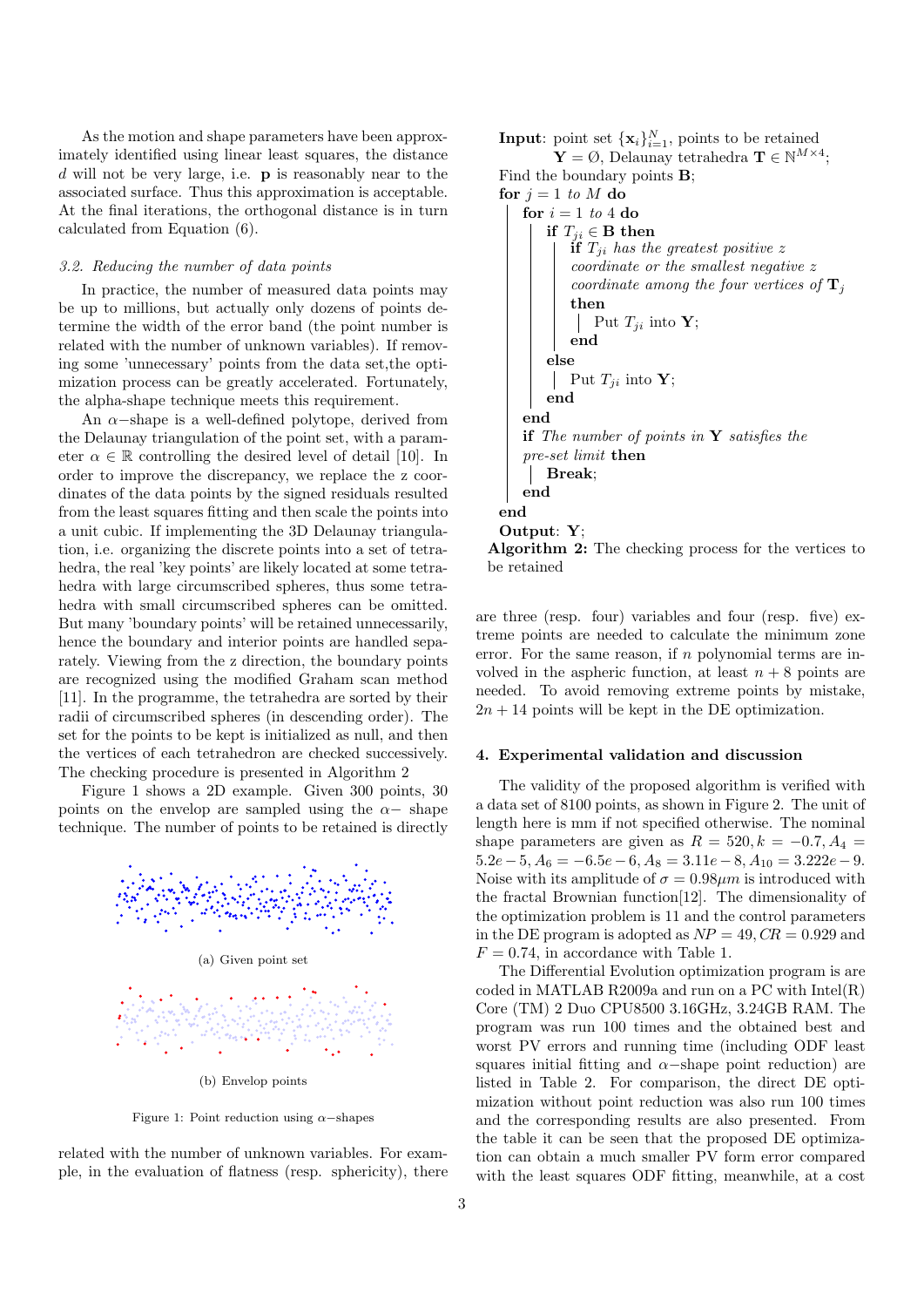As the motion and shape parameters have been approximately identified using linear least squares, the distance $d$ will not be very large, i.e. $\mathbf{p}$ is reasonably near to the associated surface. Thus this approximation is acceptable. At the final iterations, the orthogonal distance is in turn calculated from Equation (6).

### 3.2. Reducing the number of data points

In practice, the number of measured data points may be up to millions, but actually only dozens of points determine the width of the error band (the point number is related with the number of unknown variables). If removing some 'unnecessary' points from the data set,the optimization process can be greatly accelerated. Fortunately, the alpha-shape technique meets this requirement.

An $\alpha-$shape is a well-defined polytope, derived from the Delaunay triangulation of the point set, with a parameter $\alpha \in \mathbb{R}$ controlling the desired level of detail [10]. In order to improve the discrepancy, we replace the z coordinates of the data points by the signed residuals resulted from the least squares fitting and then scale the points into a unit cubic. If implementing the 3D Delaunay triangulation, i.e. organizing the discrete points into a set of tetrahedra, the real 'key points' are likely located at some tetrahedra with large circumscribed spheres, thus some tetrahedra with small circumscribed spheres can be omitted. But many 'boundary points' will be retained unnecessarily, hence the boundary and interior points are handled separately. Viewing from the z direction, the boundary points are recognized using the modified Graham scan method [11]. In the programme, the tetrahedra are sorted by their radii of circumscribed spheres (in descending order). The set for the points to be kept is initialized as null, and then the vertices of each tetrahedron are checked successively. The checking procedure is presented in Algorithm 2

Figure 1 shows a 2D example. Given 300 points, 30 points on the envelop are sampled using the $\alpha-$ shape technique. The number of points to be retained is directly

(a) Given point set

(b) Envelop points

Figure 1: Point reduction using $\alpha-$shapes

related with the number of unknown variables. For example, in the evaluation of flatness (resp. sphericity), there

```
Input: point set {x_i}_{i=1}^N, points to be retained
       Y = Ø, Delaunay tetrahedra T ∈ N^{M×4};
Find the boundary points B;
for j = 1 to M do
    for i = 1 to 4 do
        if T_ji ∈ B then
            if T_ji has the greatest positive z
            coordinate or the smallest negative z
            coordinate among the four vertices of T_j
            then
                Put T_ji into Y;
            end
        else
            Put T_ji into Y;
        end
    end
    if The number of points in Y satisfies the
    pre-set limit then
        Break;
    end
end
Output: Y;
```

**Algorithm 2:** The checking process for the vertices to be retained

are three (resp. four) variables and four (resp. five) extreme points are needed to calculate the minimum zone error. For the same reason, if $n$ polynomial terms are involved in the aspheric function, at least $n + 8$ points are needed. To avoid removing extreme points by mistake, $2n + 14$ points will be kept in the DE optimization.

## 4. Experimental validation and discussion

The validity of the proposed algorithm is verified with a data set of 8100 points, as shown in Figure 2. The unit of length here is mm if not specified otherwise. The nominal shape parameters are given as $R = 520, k = -0.7, A_4 = 5.2e-5, A_6 = -6.5e-6, A_8 = 3.11e-8, A_{10} = 3.222e-9$. Noise with its amplitude of $\sigma = 0.98\mu m$ is introduced with the fractal Brownian function[12]. The dimensionality of the optimization problem is 11 and the control parameters in the DE program is adopted as $NP = 49, CR = 0.929$ and $F = 0.74$, in accordance with Table 1.

The Differential Evolution optimization program is are coded in MATLAB R2009a and run on a PC with Intel(R) Core (TM) 2 Duo CPU8500 3.16GHz, 3.24GB RAM. The program was run 100 times and the obtained best and worst PV errors and running time (including ODF least squares initial fitting and $\alpha-$shape point reduction) are listed in Table 2. For comparison, the direct DE optimization without point reduction was also run 100 times and the corresponding results are also presented. From the table it can be seen that the proposed DE optimization can obtain a much smaller PV form error compared with the least squares ODF fitting, meanwhile, at a cost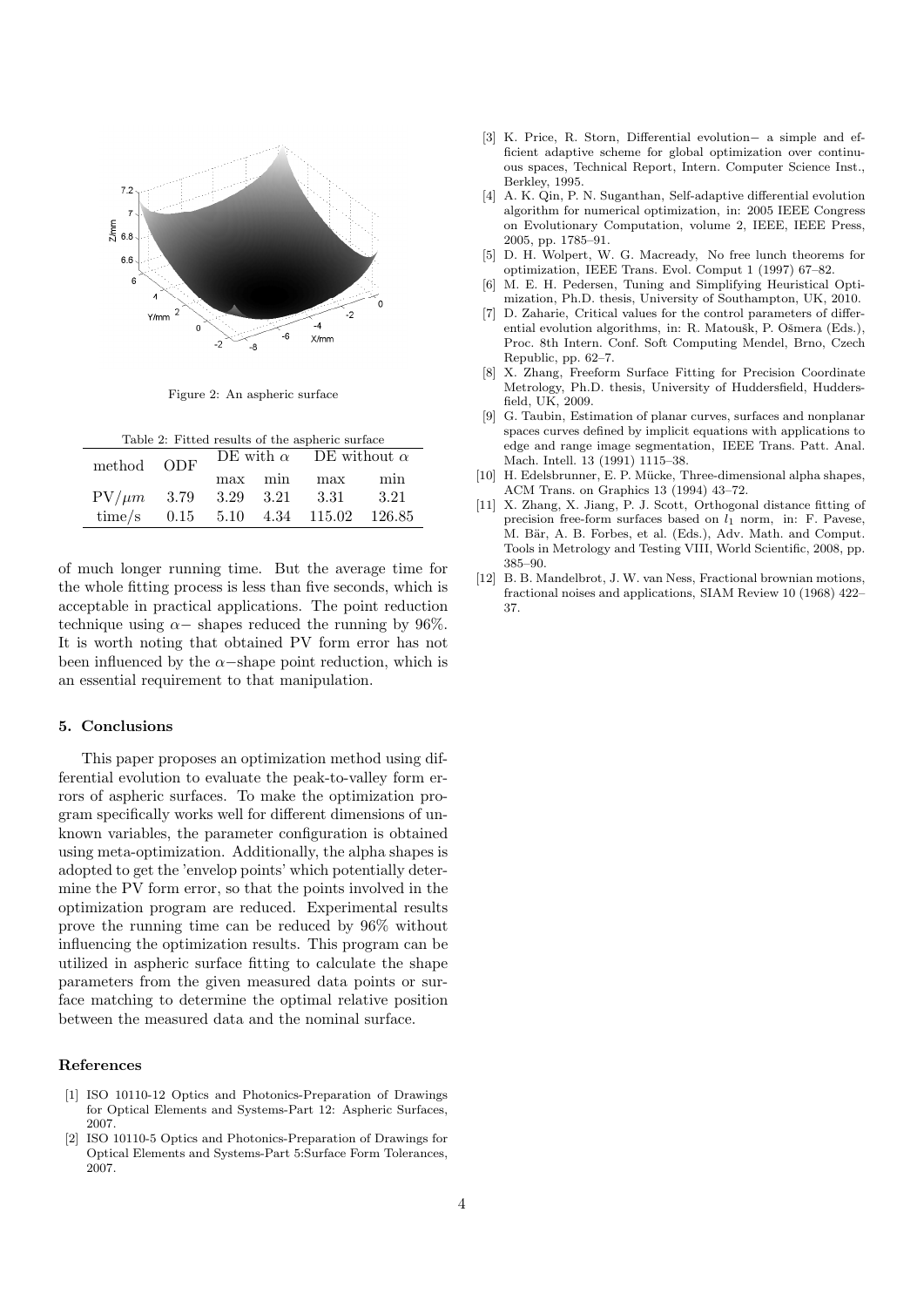7.2
7
Z/mm 6.8
6.6
6
4
Y/mm 2
0
-2
-8
-6
-4
X/mm
-2
0

Figure 2: An aspheric surface

Table 2: Fitted results of the aspheric surface

| method | ODF | DE with $\alpha$ | | DE without $\alpha$ | |
|---|---|---|---|---|---|
| | | max | min | max | min |
| PV/$\mu m$ | 3.79 | 3.29 | 3.21 | 3.31 | 3.21 |
| time/s | 0.15 | 5.10 | 4.34 | 115.02 | 126.85 |

of much longer running time. But the average time for the whole fitting process is less than five seconds, which is acceptable in practical applications. The point reduction technique using $\alpha-$ shapes reduced the running by 96%. It is worth noting that obtained PV form error has not been influenced by the $\alpha-$shape point reduction, which is an essential requirement to that manipulation.

## 5. Conclusions

This paper proposes an optimization method using differential evolution to evaluate the peak-to-valley form errors of aspheric surfaces. To make the optimization program specifically works well for different dimensions of unknown variables, the parameter configuration is obtained using meta-optimization. Additionally, the alpha shapes is adopted to get the 'envelop points' which potentially determine the PV form error, so that the points involved in the optimization program are reduced. Experimental results prove the running time can be reduced by 96% without influencing the optimization results. This program can be utilized in aspheric surface fitting to calculate the shape parameters from the given measured data points or surface matching to determine the optimal relative position between the measured data and the nominal surface.

## References

[1] ISO 10110-12 Optics and Photonics-Preparation of Drawings for Optical Elements and Systems-Part 12: Aspheric Surfaces, 2007.

[2] ISO 10110-5 Optics and Photonics-Preparation of Drawings for Optical Elements and Systems-Part 5:Surface Form Tolerances, 2007.

[3] K. Price, R. Storn, Differential evolution− a simple and efficient adaptive scheme for global optimization over continuous spaces, Technical Report, Intern. Computer Science Inst., Berkley, 1995.

[4] A. K. Qin, P. N. Suganthan, Self-adaptive differential evolution algorithm for numerical optimization, in: 2005 IEEE Congress on Evolutionary Computation, volume 2, IEEE, IEEE Press, 2005, pp. 1785–91.

[5] D. H. Wolpert, W. G. Macready, No free lunch theorems for optimization, IEEE Trans. Evol. Comput 1 (1997) 67–82.

[6] M. E. H. Pedersen, Tuning and Simplifying Heuristical Optimization, Ph.D. thesis, University of Southampton, UK, 2010.

[7] D. Zaharie, Critical values for the control parameters of differential evolution algorithms, in: R. Matoušk, P. Ošmera (Eds.), Proc. 8th Intern. Conf. Soft Computing Mendel, Brno, Czech Republic, pp. 62–7.

[8] X. Zhang, Freeform Surface Fitting for Precision Coordinate Metrology, Ph.D. thesis, University of Huddersfield, Huddersfield, UK, 2009.

[9] G. Taubin, Estimation of planar curves, surfaces and nonplanar spaces curves defined by implicit equations with applications to edge and range image segmentation, IEEE Trans. Patt. Anal. Mach. Intell. 13 (1991) 1115–38.

[10] H. Edelsbrunner, E. P. Mücke, Three-dimensional alpha shapes, ACM Trans. on Graphics 13 (1994) 43–72.

[11] X. Zhang, X. Jiang, P. J. Scott, Orthogonal distance fitting of precision free-form surfaces based on $l_1$ norm, in: F. Pavese, M. Bär, A. B. Forbes, et al. (Eds.), Adv. Math. and Comput. Tools in Metrology and Testing VIII, World Scientific, 2008, pp. 385–90.

[12] B. B. Mandelbrot, J. W. van Ness, Fractional brownian motions, fractional noises and applications, SIAM Review 10 (1968) 422–37.